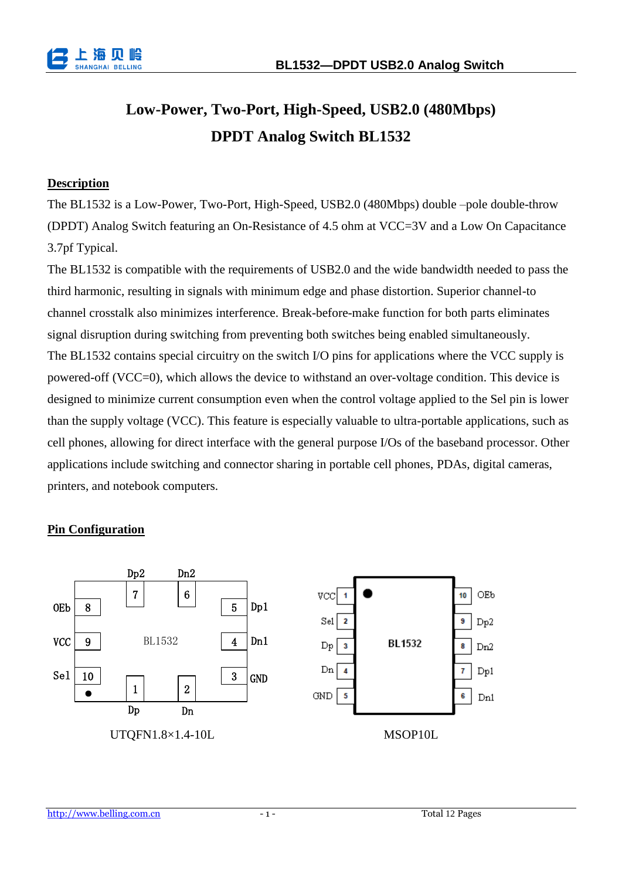# Low-Power, Two-Port, High-Speed, USB2.0 (480Mbps) DPDT Analog Switch BL1532

## Description

The BL1532 is a Low-Power, Two-Port, High-Speed, USB2.0 (480Mbps) double –pole double-throw (DPDT) Analog Switch featuring an On-Resistance of 4.5 ohm at VCC=3V and a Low On Capacitance 3.7pf Typical.

The BL1532 is compatible with the requirements of USB2.0 and the wide bandwidth needed to pass the third harmonic, resulting in signals with minimum edge and phase distortion. Superior channel-to channel crosstalk also minimizes interference. Break-before-make function for both parts eliminates signal disruption during switching from preventing both switches being enabled simultaneously.

The BL1532 contains special circuitry on the switch I/O pins for applications where the VCC supply is powered-off (VCC=0), which allows the device to withstand an over-voltage condition. This device is designed to minimize current consumption even when the control voltage applied to the Sel pin is lower than the supply voltage (VCC). This feature is especially valuable to ultra-portable applications, such as cell phones, allowing for direct interface with the general purpose I/Os of the baseband processor. Other applications include switching and connector sharing in portable cell phones, PDAs, digital cameras, printers, and notebook computers.

## Pin Configuration

UTQFN1.8×1.4-10L

| Pin | Name |
|---|---|
| 1 | Dp |
| 2 | Dn |
| 3 | GND |
| 4 | Dn1 |
| 5 | Dp1 |
| 6 | Dn2 |
| 7 | Dp2 |
| 8 | OEb |
| 9 | VCC |
| 10 | Sel |

MSOP10L

| Pin | Name |
|---|---|
| 1 | VCC |
| 2 | Sel |
| 3 | Dp |
| 4 | Dn |
| 5 | GND |
| 6 | Dn1 |
| 7 | Dp1 |
| 8 | Dn2 |
| 9 | Dp2 |
| 10 | OEb |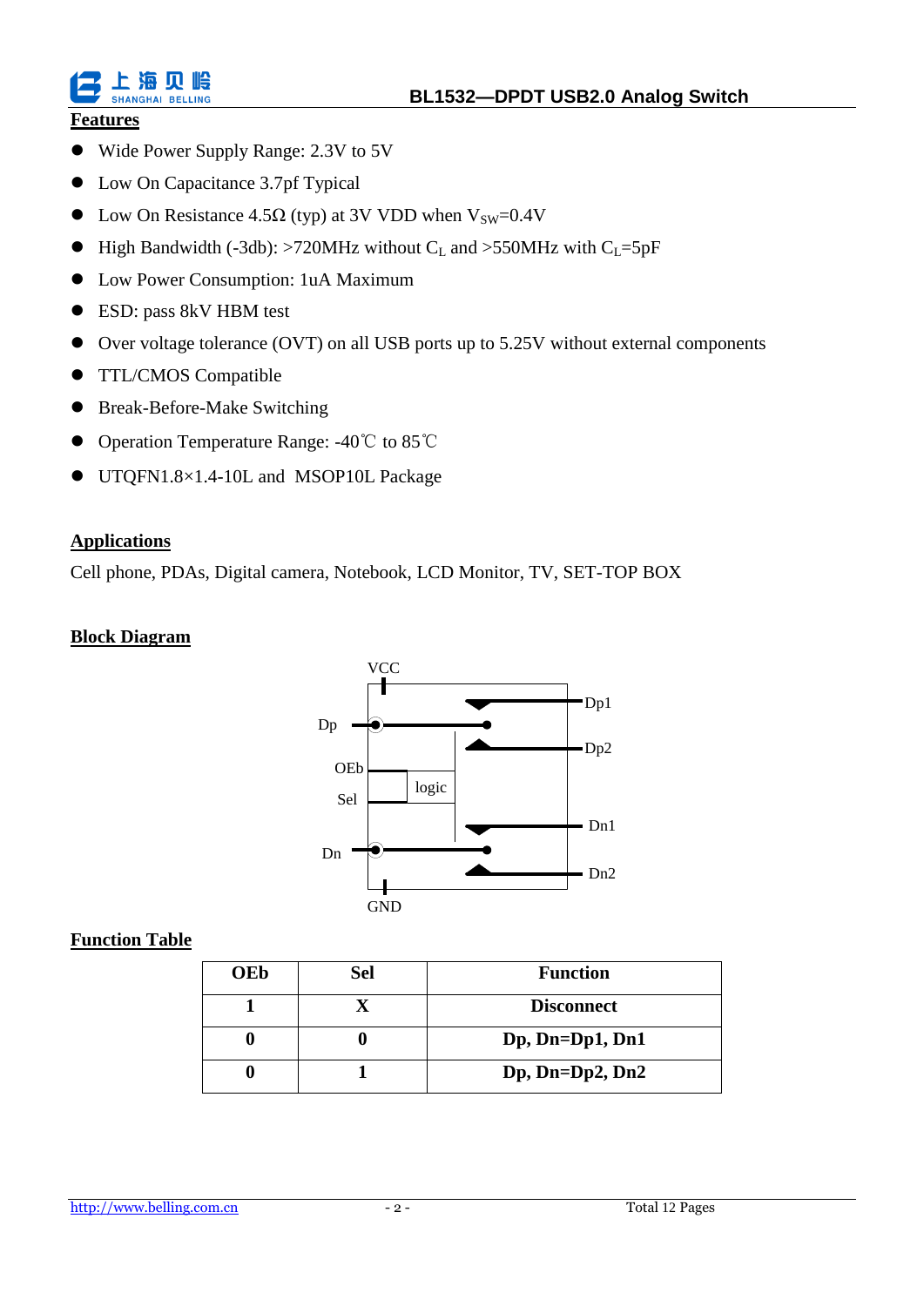## Features

- Wide Power Supply Range: 2.3V to 5V
- Low On Capacitance 3.7pf Typical
- Low On Resistance 4.5Ω (typ) at 3V VDD when $V_{SW}$=0.4V
- High Bandwidth (-3db): >720MHz without $C_L$ and >550MHz with $C_L$=5pF
- Low Power Consumption: 1uA Maximum
- ESD: pass 8kV HBM test
- Over voltage tolerance (OVT) on all USB ports up to 5.25V without external components
- TTL/CMOS Compatible
- Break-Before-Make Switching
- Operation Temperature Range: -40℃ to 85℃
- UTQFN1.8×1.4-10L and MSOP10L Package

## Applications

Cell phone, PDAs, Digital camera, Notebook, LCD Monitor, TV, SET-TOP BOX

## Block Diagram

VCC

Dp

OEb

Sel

logic

Dn

GND

Dp1

Dp2

Dn1

Dn2

## Function Table

| OEb | Sel | Function |
|---|---|---|
| 1 | X | Disconnect |
| 0 | 0 | Dp, Dn=Dp1, Dn1 |
| 0 | 1 | Dp, Dn=Dp2, Dn2 |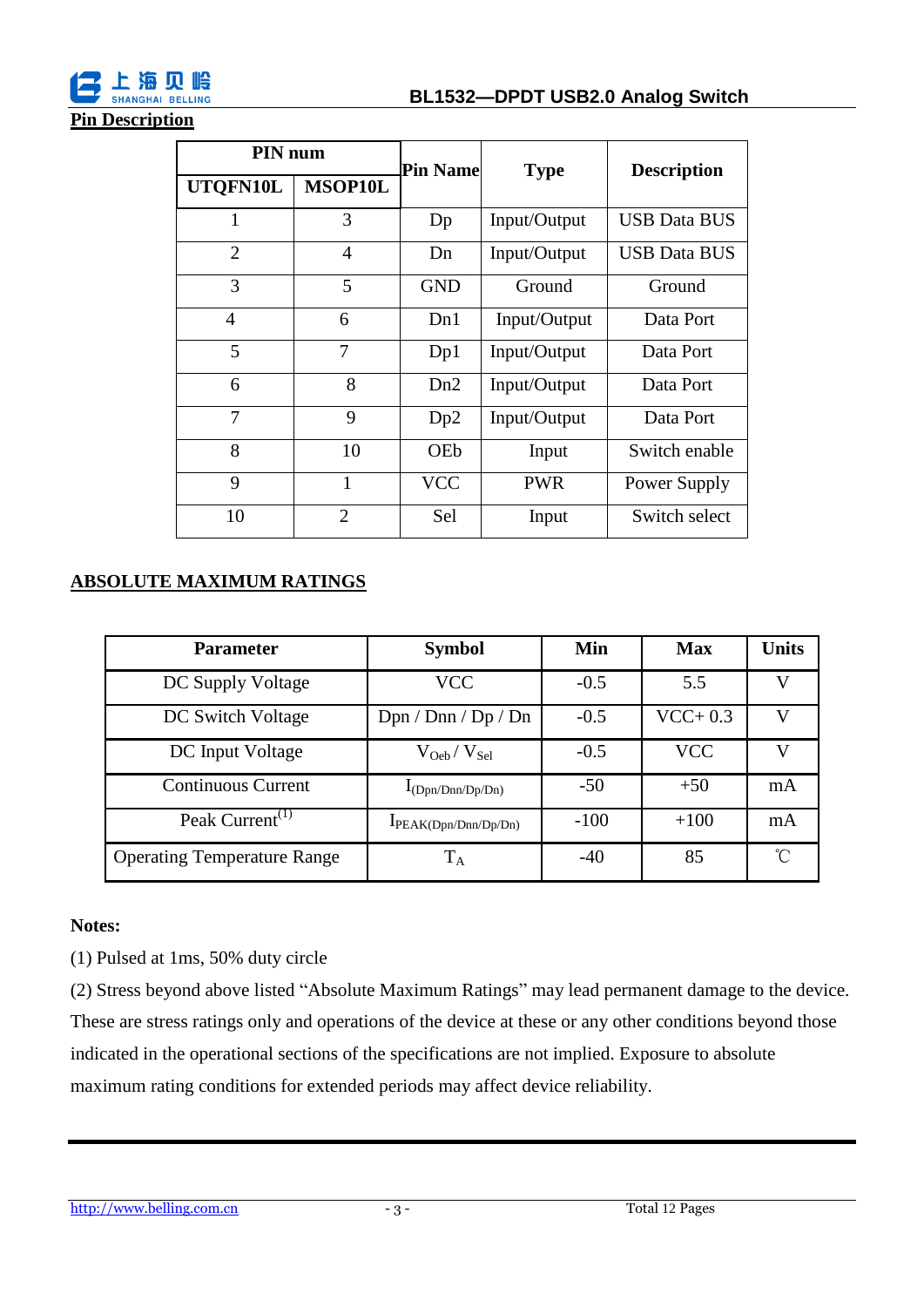## Pin Description

| PIN num | | Pin Name | Type | Description |
|---|---|---|---|---|
| UTQFN10L | MSOP10L | | | |
| 1 | 3 | Dp | Input/Output | USB Data BUS |
| 2 | 4 | Dn | Input/Output | USB Data BUS |
| 3 | 5 | GND | Ground | Ground |
| 4 | 6 | Dn1 | Input/Output | Data Port |
| 5 | 7 | Dp1 | Input/Output | Data Port |
| 6 | 8 | Dn2 | Input/Output | Data Port |
| 7 | 9 | Dp2 | Input/Output | Data Port |
| 8 | 10 | OEb | Input | Switch enable |
| 9 | 1 | VCC | PWR | Power Supply |
| 10 | 2 | Sel | Input | Switch select |

## ABSOLUTE MAXIMUM RATINGS

| Parameter | Symbol | Min | Max | Units |
|---|---|---|---|---|
| DC Supply Voltage | VCC | -0.5 | 5.5 | V |
| DC Switch Voltage | Dpn / Dnn / Dp / Dn | -0.5 | VCC+ 0.3 | V |
| DC Input Voltage | $V_{Oeb}$ / $V_{Sel}$ | -0.5 | VCC | V |
| Continuous Current | $I_{(Dpn/Dnn/Dp/Dn)}$ | -50 | +50 | mA |
| Peak Current(1) | $I_{PEAK(Dpn/Dnn/Dp/Dn)}$ | -100 | +100 | mA |
| Operating Temperature Range | $T_A$ | -40 | 85 | ℃ |

**Notes:**

(1) Pulsed at 1ms, 50% duty circle

(2) Stress beyond above listed “Absolute Maximum Ratings” may lead permanent damage to the device. These are stress ratings only and operations of the device at these or any other conditions beyond those indicated in the operational sections of the specifications are not implied. Exposure to absolute maximum rating conditions for extended periods may affect device reliability.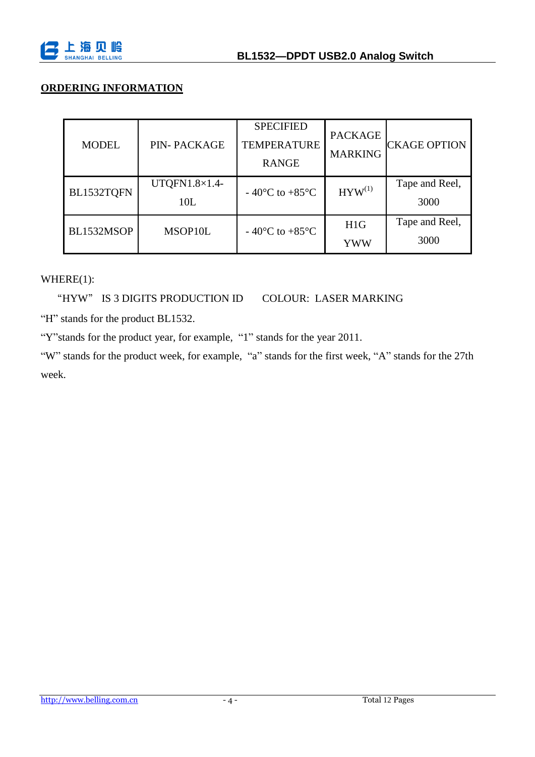## ORDERING INFORMATION

| MODEL | PIN- PACKAGE | SPECIFIED TEMPERATURE RANGE | PACKAGE MARKING | CKAGE OPTION |
|---|---|---|---|---|
| BL1532TQFN | UTQFN1.8×1.4-10L | - 40°C to +85°C | HYW(1) | Tape and Reel, 3000 |
| BL1532MSOP | MSOP10L | - 40°C to +85°C | H1G YWW | Tape and Reel, 3000 |

WHERE(1):

"HYW" IS 3 DIGITS PRODUCTION ID COLOUR: LASER MARKING

"H" stands for the product BL1532.

"Y"stands for the product year, for example, "1" stands for the year 2011.

"W" stands for the product week, for example, "a" stands for the first week, "A" stands for the 27th week.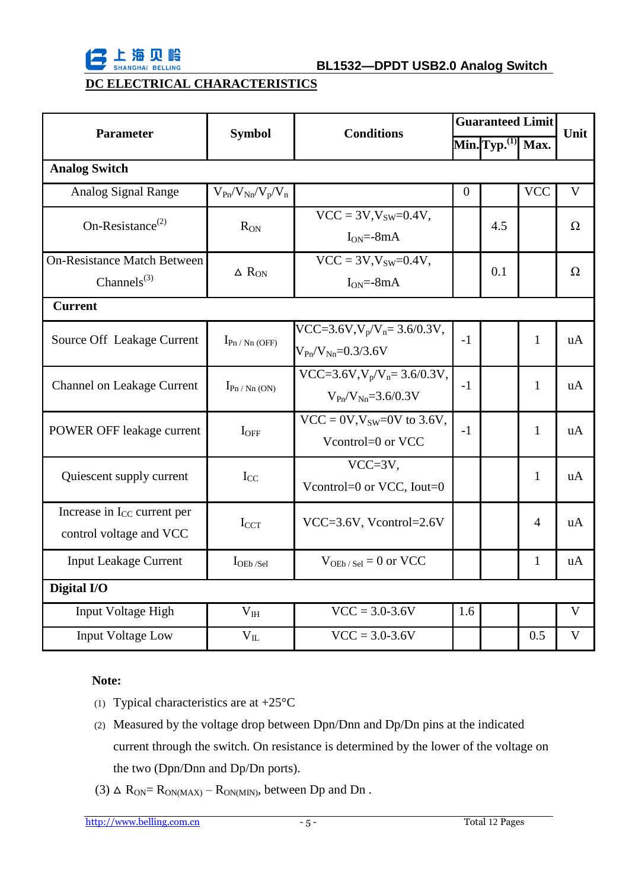## DC ELECTRICAL CHARACTERISTICS

| Parameter | Symbol | Conditions | Guaranteed Limit | | | Unit |
|---|---|---|---|---|---|---|
| | | | Min. | Typ.[1] | Max. | |
| **Analog Switch** | | | | | | |
| Analog Signal Range | $V_{Pn}/V_{Nn}/V_p/V_n$ | | 0 | | VCC | V |
| On-Resistance[2] | $R_{ON}$ | VCC = 3V, $V_{SW}$=0.4V, $I_{ON}$=-8mA | | 4.5 | | Ω |
| On-Resistance Match Between Channels[3] | $\Delta R_{ON}$ | VCC = 3V, $V_{SW}$=0.4V, $I_{ON}$=-8mA | | 0.1 | | Ω |
| **Current** | | | | | | |
| Source Off Leakage Current | $I_{Pn / Nn (OFF)}$ | VCC=3.6V, $V_p/V_n$= 3.6/0.3V, $V_{Pn}/V_{Nn}$=0.3/3.6V | -1 | | 1 | uA |
| Channel on Leakage Current | $I_{Pn / Nn (ON)}$ | VCC=3.6V, $V_p/V_n$= 3.6/0.3V, $V_{Pn}/V_{Nn}$=3.6/0.3V | -1 | | 1 | uA |
| POWER OFF leakage current | $I_{OFF}$ | VCC = 0V, $V_{SW}$=0V to 3.6V, Vcontrol=0 or VCC | -1 | | 1 | uA |
| Quiescent supply current | $I_{CC}$ | VCC=3V, Vcontrol=0 or VCC, Iout=0 | | | 1 | uA |
| Increase in $I_{CC}$ current per control voltage and VCC | $I_{CCT}$ | VCC=3.6V, Vcontrol=2.6V | | | 4 | uA |
| Input Leakage Current | $I_{OEb / Sel}$ | $V_{OEb / Sel}$ = 0 or VCC | | | 1 | uA |
| **Digital I/O** | | | | | | |
| Input Voltage High | $V_{IH}$ | VCC = 3.0-3.6V | 1.6 | | | V |
| Input Voltage Low | $V_{IL}$ | VCC = 3.0-3.6V | | | 0.5 | V |

**Note:**

(1) Typical characteristics are at +25°C

(2) Measured by the voltage drop between Dpn/Dnn and Dp/Dn pins at the indicated current through the switch. On resistance is determined by the lower of the voltage on the two (Dpn/Dnn and Dp/Dn ports).

(3) $\Delta R_{ON} = R_{ON(MAX)} - R_{ON(MIN)}$, between Dp and Dn .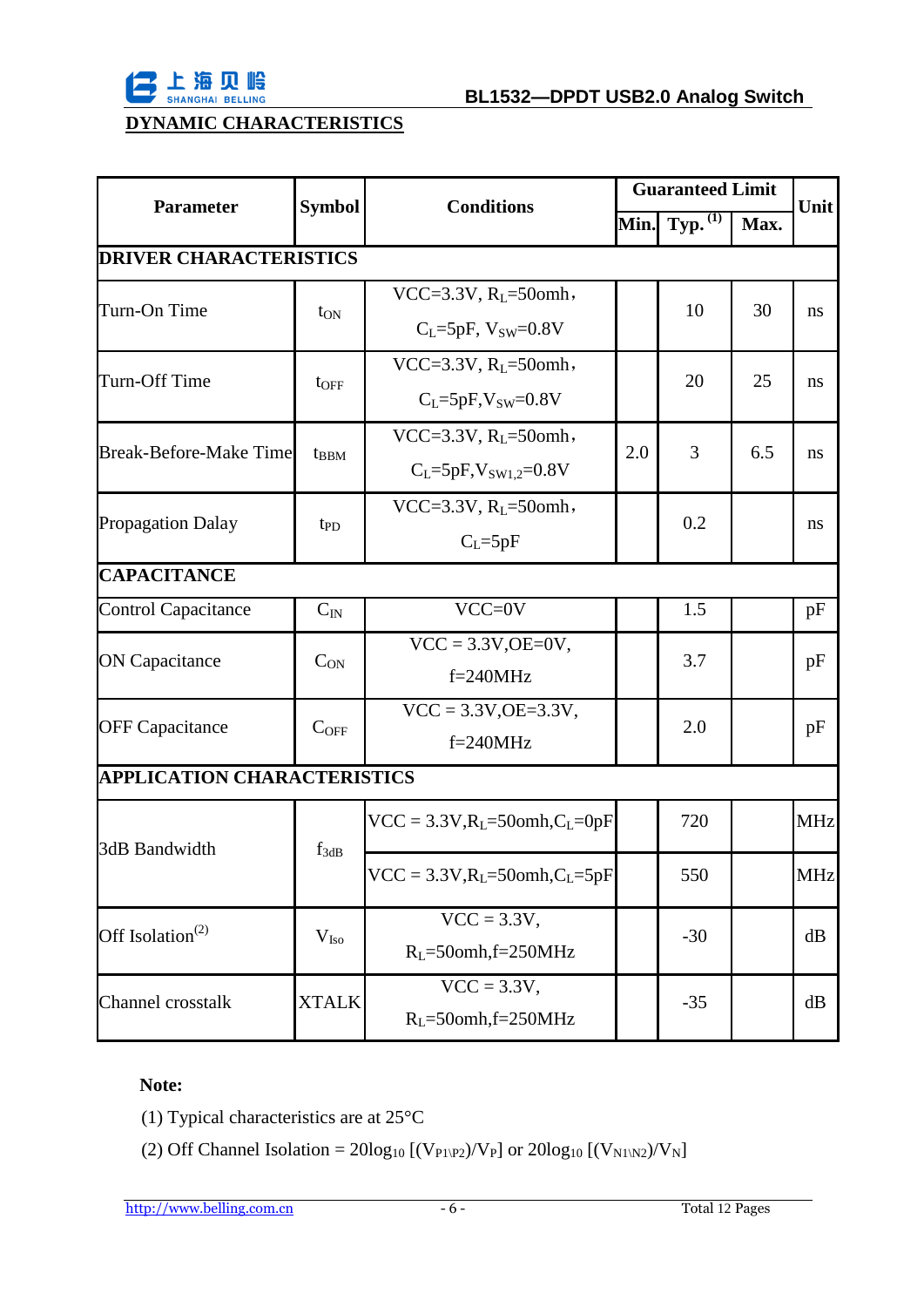## DYNAMIC CHARACTERISTICS

| Parameter | Symbol | Conditions | Guaranteed Limit | | | Unit |
|---|---|---|---|---|---|---|
| | | | Min. | Typ. (1) | Max. | |
| **DRIVER CHARACTERISTICS** | | | | | | |
| Turn-On Time | $t_{ON}$ | VCC=3.3V, $R_L$=50omh, $C_L$=5pF, $V_{SW}$=0.8V | | 10 | 30 | ns |
| Turn-Off Time | $t_{OFF}$ | VCC=3.3V, $R_L$=50omh, $C_L$=5pF, $V_{SW}$=0.8V | | 20 | 25 | ns |
| Break-Before-Make Time | $t_{BBM}$ | VCC=3.3V, $R_L$=50omh, $C_L$=5pF, $V_{SW1,2}$=0.8V | 2.0 | 3 | 6.5 | ns |
| Propagation Dalay | $t_{PD}$ | VCC=3.3V, $R_L$=50omh, $C_L$=5pF | | 0.2 | | ns |
| **CAPACITANCE** | | | | | | |
| Control Capacitance | $C_{IN}$ | VCC=0V | | 1.5 | | pF |
| ON Capacitance | $C_{ON}$ | VCC = 3.3V, OE=0V, f=240MHz | | 3.7 | | pF |
| OFF Capacitance | $C_{OFF}$ | VCC = 3.3V, OE=3.3V, f=240MHz | | 2.0 | | pF |
| **APPLICATION CHARACTERISTICS** | | | | | | |
| 3dB Bandwidth | $f_{3dB}$ | VCC = 3.3V, $R_L$=50omh, $C_L$=0pF | | 720 | | MHz |
| | | VCC = 3.3V, $R_L$=50omh, $C_L$=5pF | | 550 | | MHz |
| Off Isolation(2) | $V_{Iso}$ | VCC = 3.3V, $R_L$=50omh, f=250MHz | | -30 | | dB |
| Channel crosstalk | XTALK | VCC = 3.3V, $R_L$=50omh, f=250MHz | | -35 | | dB |

**Note:**

(1) Typical characteristics are at 25°C

(2) Off Channel Isolation = $20\log_{10} [(V_{P1\backslash P2})/V_P]$ or $20\log_{10} [(V_{N1\backslash N2})/V_N]$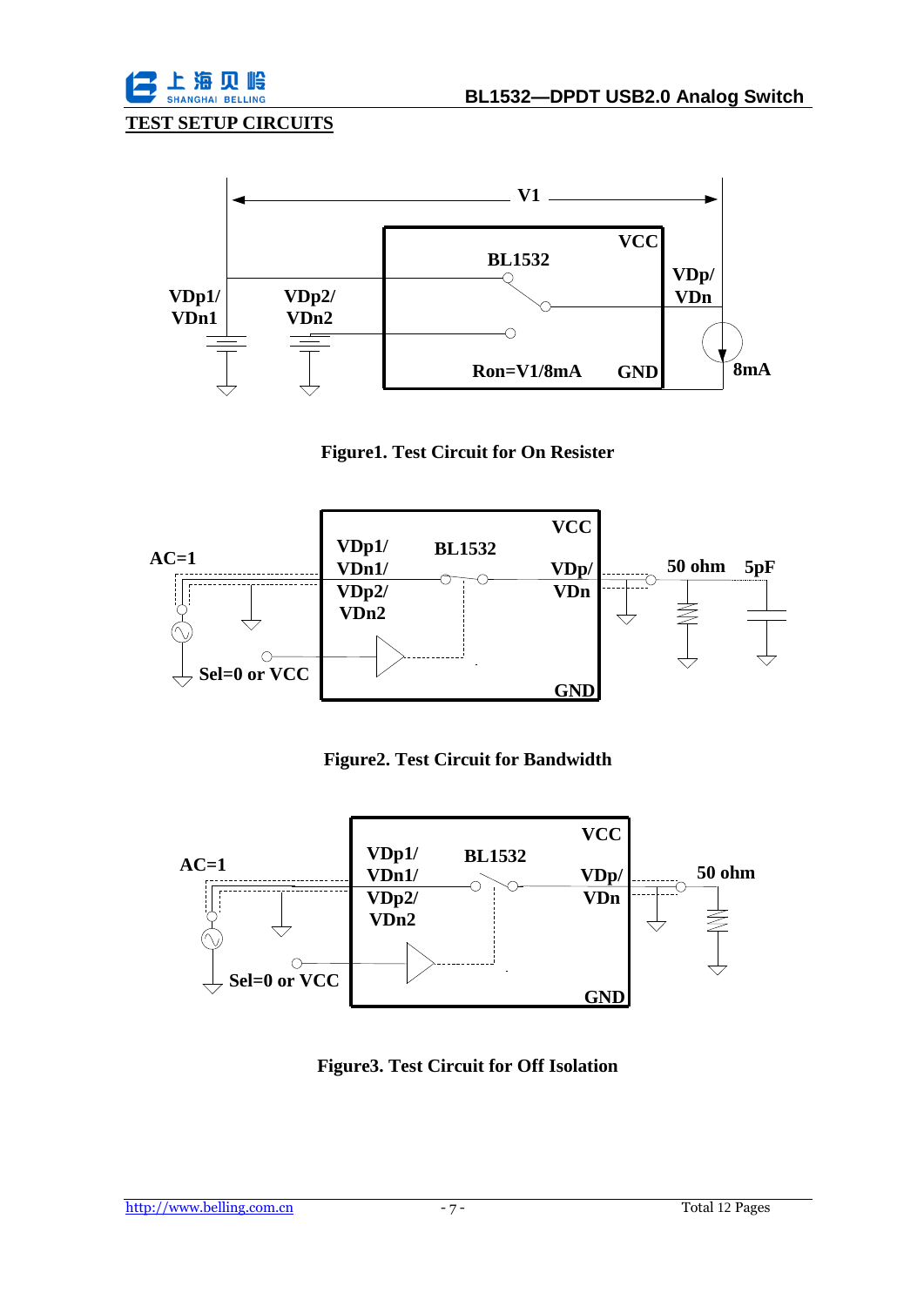## TEST SETUP CIRCUITS

V1

BL1532

VCC

VDp1/
VDn1

VDp2/
VDn2

VDp/
VDn

Ron=V1/8mA

GND

8mA

**Figure1. Test Circuit for On Resister**

AC=1

VDp1/
VDn1/
VDp2/
VDn2

BL1532

VCC

VDp/
VDn

50 ohm

5pF

Sel=0 or VCC

GND

**Figure2. Test Circuit for Bandwidth**

AC=1

VDp1/
VDn1/
VDp2/
VDn2

BL1532

VCC

VDp/
VDn

50 ohm

Sel=0 or VCC

GND

**Figure3. Test Circuit for Off Isolation**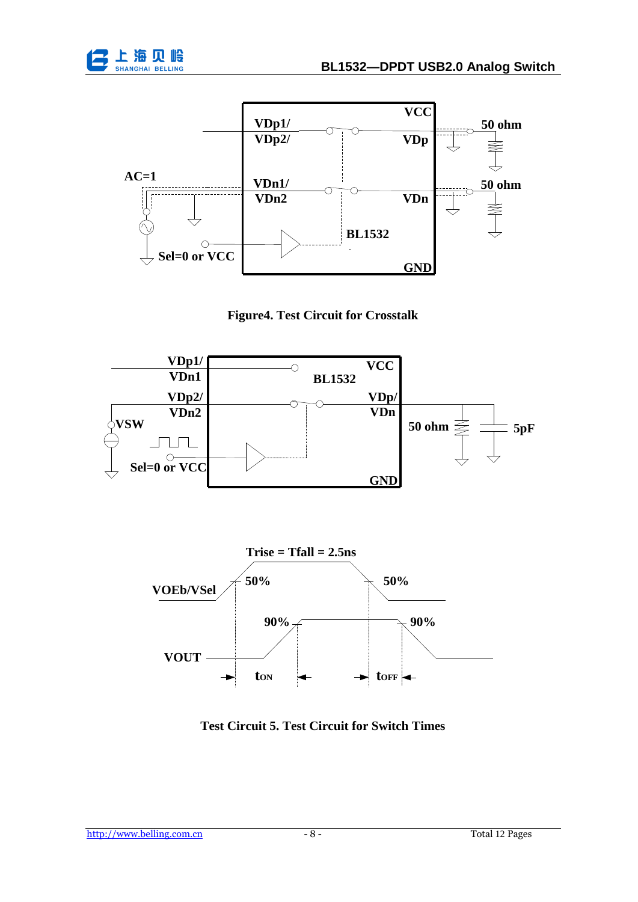Figure4. Test Circuit for Crosstalk

Test Circuit 5. Test Circuit for Switch Times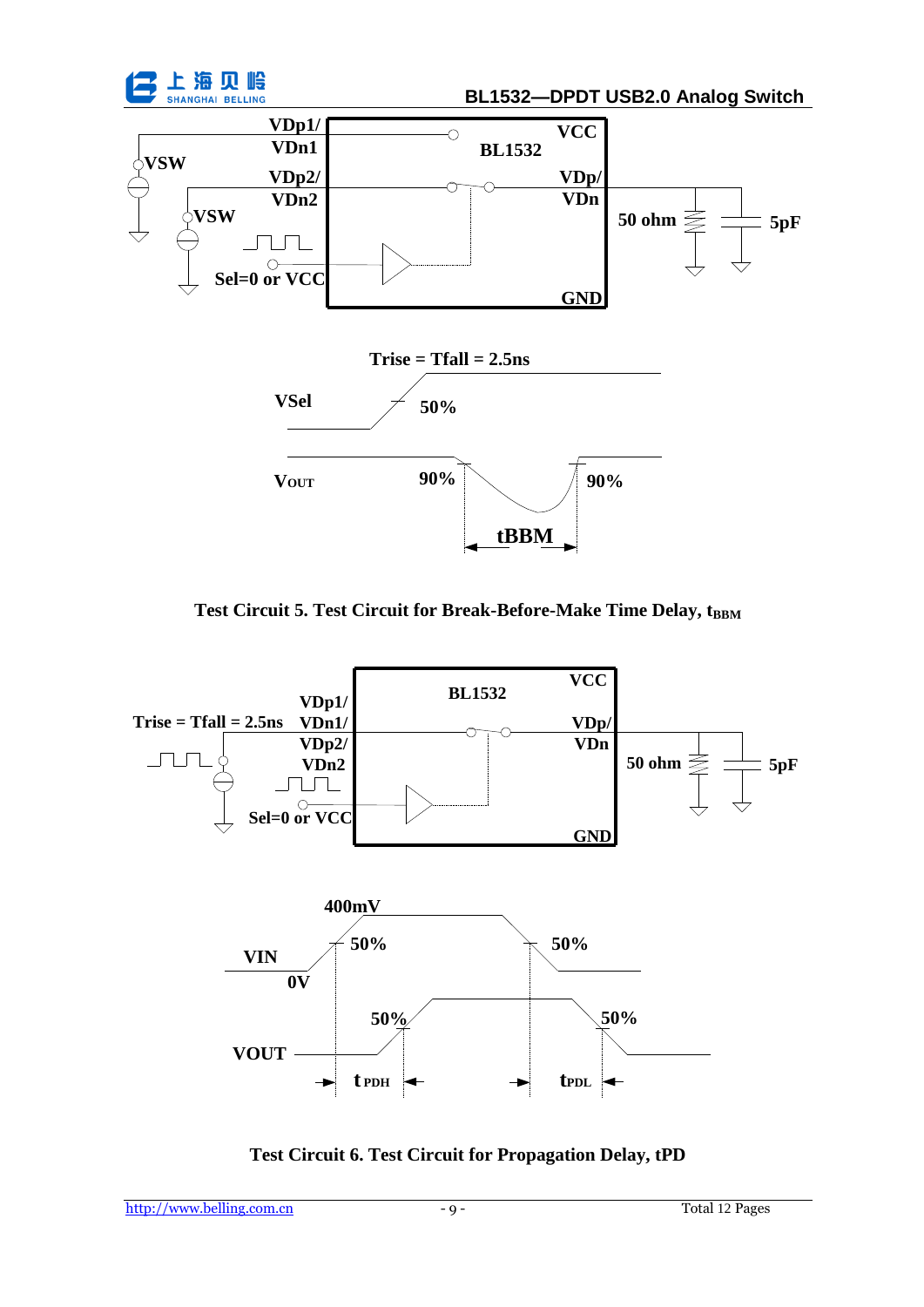Test Circuit 5. Test Circuit for Break-Before-Make Time Delay, $t_{BBM}$

Test Circuit 6. Test Circuit for Propagation Delay, tPD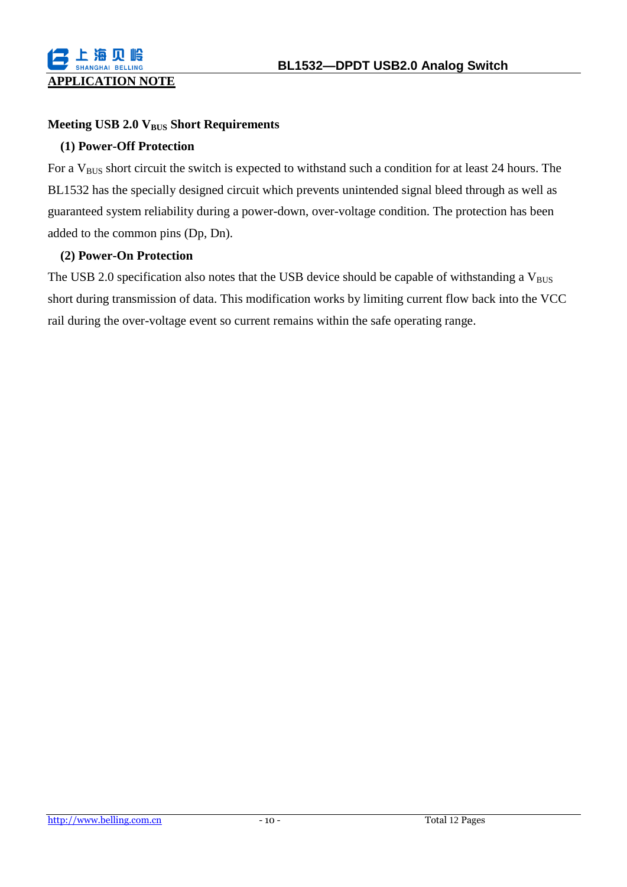## APPLICATION NOTE

### Meeting USB 2.0 $V_{BUS}$ Short Requirements

**(1) Power-Off Protection**

For a $V_{BUS}$ short circuit the switch is expected to withstand such a condition for at least 24 hours. The BL1532 has the specially designed circuit which prevents unintended signal bleed through as well as guaranteed system reliability during a power-down, over-voltage condition. The protection has been added to the common pins (Dp, Dn).

**(2) Power-On Protection**

The USB 2.0 specification also notes that the USB device should be capable of withstanding a $V_{BUS}$ short during transmission of data. This modification works by limiting current flow back into the VCC rail during the over-voltage event so current remains within the safe operating range.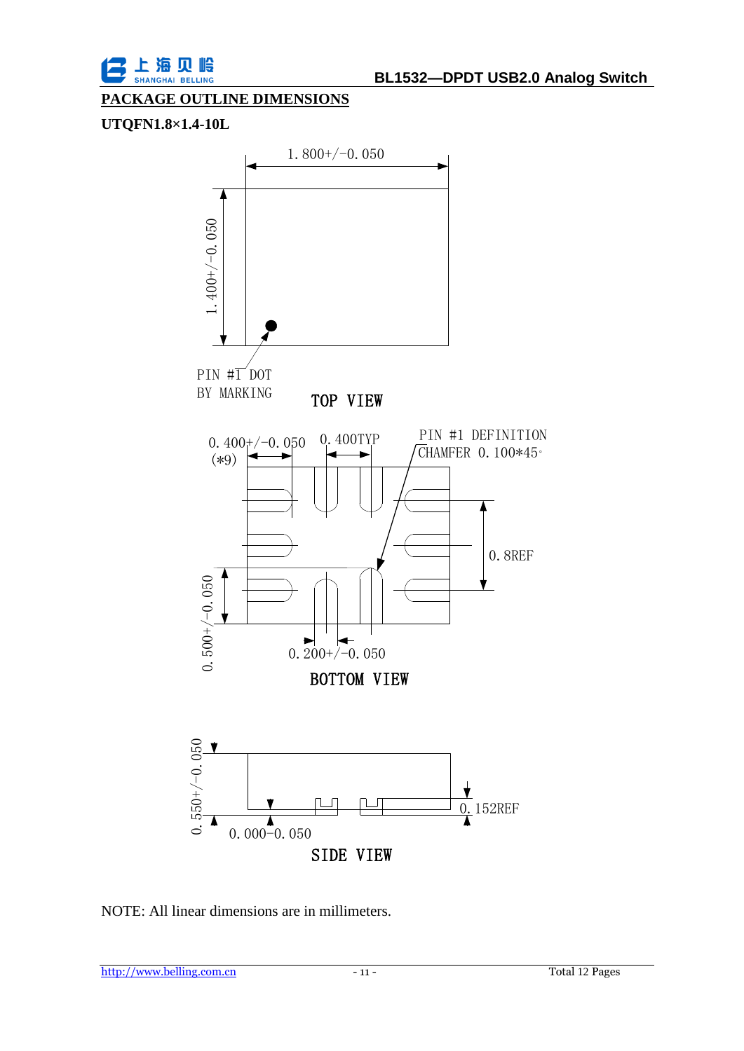## PACKAGE OUTLINE DIMENSIONS

### UTQFN1.8×1.4-10L

1.800+/-0.050

1.400+/-0.050

PIN #1 DOT
BY MARKING

TOP VIEW

0.400+/-0.050
(*9)

0.400TYP

PIN #1 DEFINITION
CHAMFER 0.100*45°

0.8REF

0.500+/-0.050

0.200+/-0.050

BOTTOM VIEW

0.550+/-0.050

0.152REF

0.000-0.050

SIDE VIEW

NOTE: All linear dimensions are in millimeters.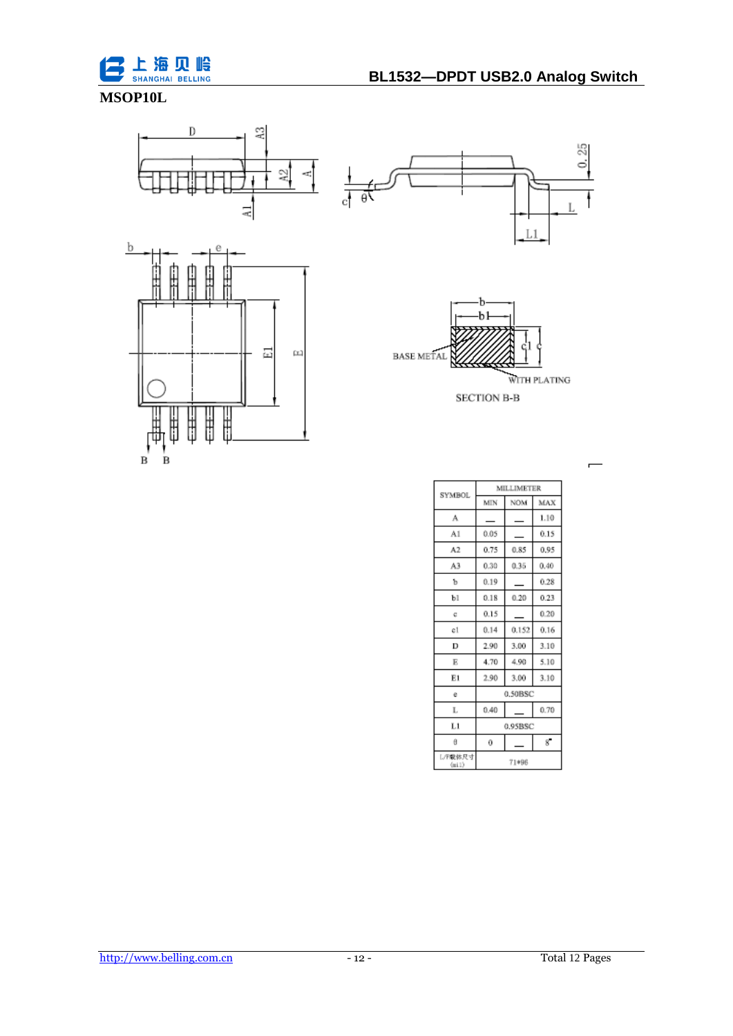## MSOP10L

D
A3
A2
A
A1
c
θ
0.25
L
L1
b
e
E1
E
B B
b
b1
c1
c
BASE METAL
WITH PLATING
SECTION B-B

| SYMBOL | MILLIMETER | | |
|---|---|---|---|
| | MIN | NOM | MAX |
| A | — | — | 1.10 |
| A1 | 0.05 | — | 0.15 |
| A2 | 0.75 | 0.85 | 0.95 |
| A3 | 0.30 | 0.35 | 0.40 |
| b | 0.19 | — | 0.28 |
| b1 | 0.18 | 0.20 | 0.23 |
| c | 0.15 | — | 0.20 |
| c1 | 0.14 | 0.152 | 0.16 |
| D | 2.90 | 3.00 | 3.10 |
| E | 4.70 | 4.90 | 5.10 |
| E1 | 2.90 | 3.00 | 3.10 |
| e | 0.50BSC | | |
| L | 0.40 | — | 0.70 |
| L1 | 0.95BSC | | |
| θ | 0 | — | 8° |
| L/F载体尺寸 (mil) | 71*96 | | |